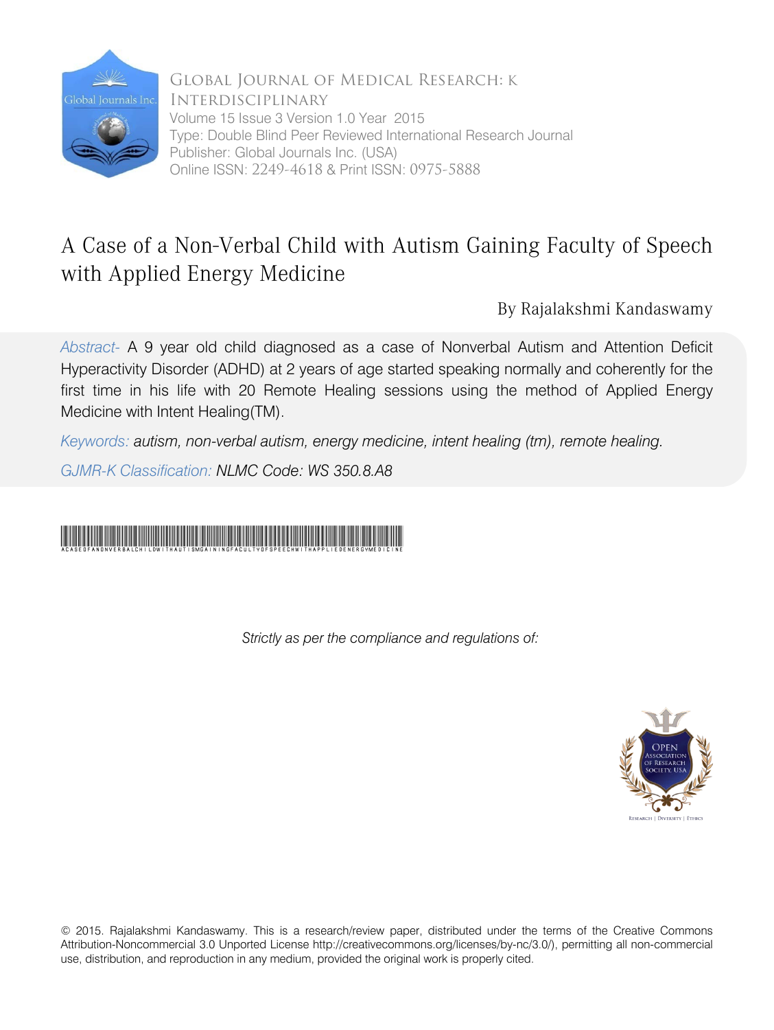Global Journal of Medical Research: K Interdisciplinary
Volume 15 Issue 3 Version 1.0 Year 2015
Type: Double Blind Peer Reviewed International Research Journal
Publisher: Global Journals Inc. (USA)
Online ISSN: 2249-4618 & Print ISSN: 0975-5888

# A Case of a Non-Verbal Child with Autism Gaining Faculty of Speech with Applied Energy Medicine

By Rajalakshmi Kandaswamy

*Abstract-* A 9 year old child diagnosed as a case of Nonverbal Autism and Attention Deficit Hyperactivity Disorder (ADHD) at 2 years of age started speaking normally and coherently for the first time in his life with 20 Remote Healing sessions using the method of Applied Energy Medicine with Intent Healing(TM).

*Keywords: autism, non-verbal autism, energy medicine, intent healing (tm), remote healing.*

*GJMR-K Classification: NLMC Code: WS 350.8.A8*

ACASEOFANONVERBALCHILDWITHAUTISMGAININGFACULTYOFSPEECHWITHAPPLIEDENERGYMEDICINE

*Strictly as per the compliance and regulations of:*

© 2015. Rajalakshmi Kandaswamy. This is a research/review paper, distributed under the terms of the Creative Commons Attribution-Noncommercial 3.0 Unported License http://creativecommons.org/licenses/by-nc/3.0/), permitting all non-commercial use, distribution, and reproduction in any medium, provided the original work is properly cited.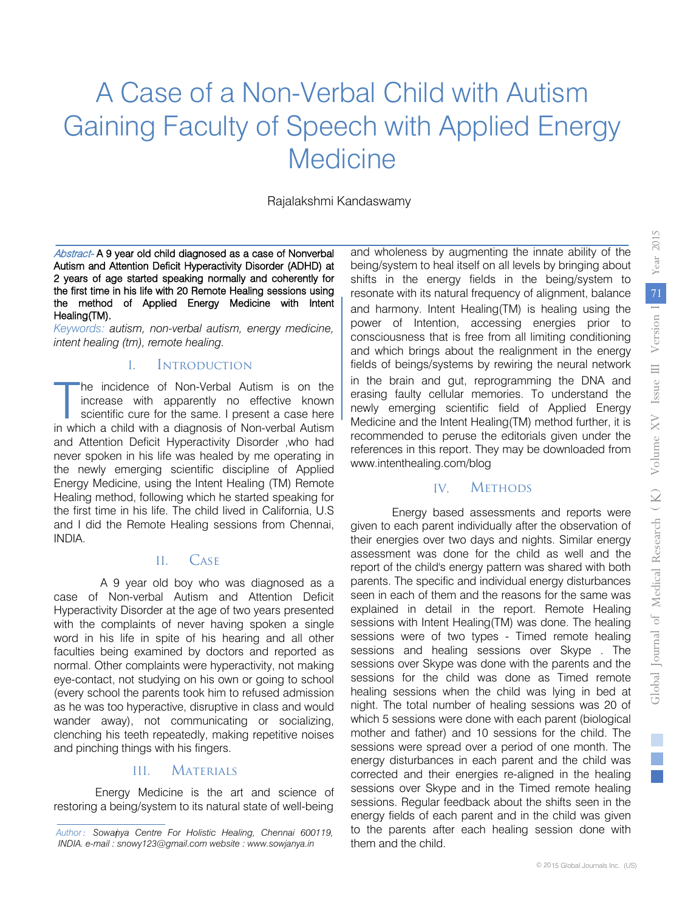# A Case of a Non-Verbal Child with Autism Gaining Faculty of Speech with Applied Energy Medicine

Rajalakshmi Kandaswamy

*Abstract-* A 9 year old child diagnosed as a case of Nonverbal Autism and Attention Deficit Hyperactivity Disorder (ADHD) at 2 years of age started speaking normally and coherently for the first time in his life with 20 Remote Healing sessions using the method of Applied Energy Medicine with Intent Healing(TM).

*Keywords: autism, non-verbal autism, energy medicine, intent healing (tm), remote healing.*

## I. Introduction

The incidence of Non-Verbal Autism is on the increase with apparently no effective known scientific cure for the same. I present a case here in which a child with a diagnosis of Non-verbal Autism and Attention Deficit Hyperactivity Disorder ,who had never spoken in his life was healed by me operating in the newly emerging scientific discipline of Applied Energy Medicine, using the Intent Healing (TM) Remote Healing method, following which he started speaking for the first time in his life. The child lived in California, U.S and I did the Remote Healing sessions from Chennai, INDIA.

## II. Case

A 9 year old boy who was diagnosed as a case of Non-verbal Autism and Attention Deficit Hyperactivity Disorder at the age of two years presented with the complaints of never having spoken a single word in his life in spite of his hearing and all other faculties being examined by doctors and reported as normal. Other complaints were hyperactivity, not making eye-contact, not studying on his own or going to school (every school the parents took him to refused admission as he was too hyperactive, disruptive in class and would wander away), not communicating or socializing, clenching his teeth repeatedly, making repetitive noises and pinching things with his fingers.

## III. Materials

Energy Medicine is the art and science of restoring a being/system to its natural state of well-being and wholeness by augmenting the innate ability of the being/system to heal itself on all levels by bringing about shifts in the energy fields in the being/system to resonate with its natural frequency of alignment, balance and harmony. Intent Healing(TM) is healing using the power of Intention, accessing energies prior to consciousness that is free from all limiting conditioning and which brings about the realignment in the energy fields of beings/systems by rewiring the neural network in the brain and gut, reprogramming the DNA and erasing faulty cellular memories. To understand the newly emerging scientific field of Applied Energy Medicine and the Intent Healing(TM) method further, it is recommended to peruse the editorials given under the references in this report. They may be downloaded from www.intenthealing.com/blog

## IV. Methods

Energy based assessments and reports were given to each parent individually after the observation of their energies over two days and nights. Similar energy assessment was done for the child as well and the report of the child's energy pattern was shared with both parents. The specific and individual energy disturbances seen in each of them and the reasons for the same was explained in detail in the report. Remote Healing sessions with Intent Healing(TM) was done. The healing sessions were of two types - Timed remote healing sessions and healing sessions over Skype . The sessions over Skype was done with the parents and the sessions for the child was done as Timed remote healing sessions when the child was lying in bed at night. The total number of healing sessions was 20 of which 5 sessions were done with each parent (biological mother and father) and 10 sessions for the child. The sessions were spread over a period of one month. The energy disturbances in each parent and the child was corrected and their energies re-aligned in the healing sessions over Skype and in the Timed remote healing sessions. Regular feedback about the shifts seen in the energy fields of each parent and in the child was given to the parents after each healing session done with them and the child.

*Author: Sowanya Centre For Holistic Healing, Chennai 600119, INDIA. e-mail : snowy123@gmail.com website : www.sowjanya.in*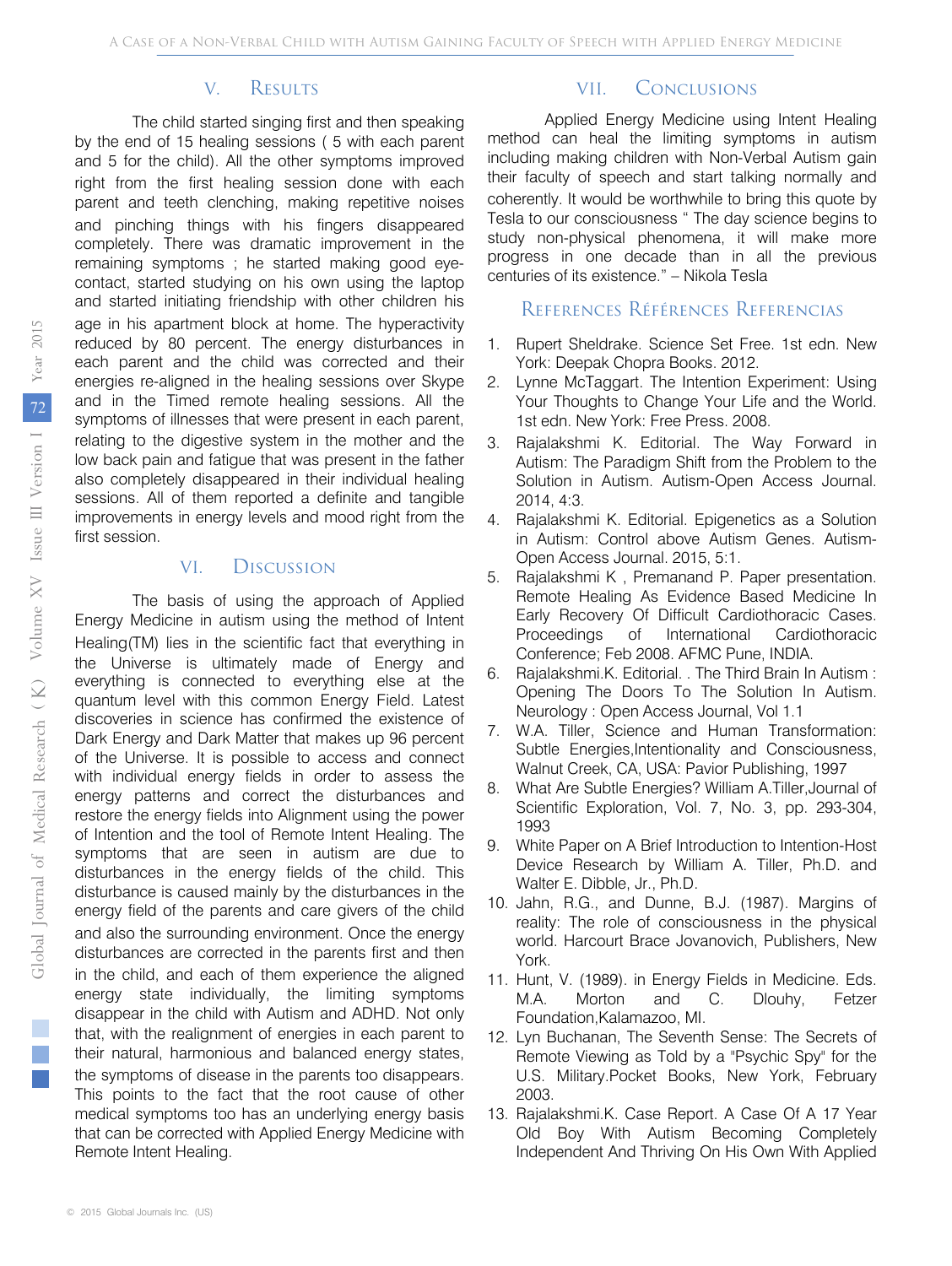## V. Results

The child started singing first and then speaking by the end of 15 healing sessions ( 5 with each parent and 5 for the child). All the other symptoms improved right from the first healing session done with each parent and teeth clenching, making repetitive noises and pinching things with his fingers disappeared completely. There was dramatic improvement in the remaining symptoms ; he started making good eye-contact, started studying on his own using the laptop and started initiating friendship with other children his age in his apartment block at home. The hyperactivity reduced by 80 percent. The energy disturbances in each parent and the child was corrected and their energies re-aligned in the healing sessions over Skype and in the Timed remote healing sessions. All the symptoms of illnesses that were present in each parent, relating to the digestive system in the mother and the low back pain and fatigue that was present in the father also completely disappeared in their individual healing sessions. All of them reported a definite and tangible improvements in energy levels and mood right from the first session.

## VI. Discussion

The basis of using the approach of Applied Energy Medicine in autism using the method of Intent Healing(TM) lies in the scientific fact that everything in the Universe is ultimately made of Energy and everything is connected to everything else at the quantum level with this common Energy Field. Latest discoveries in science has confirmed the existence of Dark Energy and Dark Matter that makes up 96 percent of the Universe. It is possible to access and connect with individual energy fields in order to assess the energy patterns and correct the disturbances and restore the energy fields into Alignment using the power of Intention and the tool of Remote Intent Healing. The symptoms that are seen in autism are due to disturbances in the energy fields of the child. This disturbance is caused mainly by the disturbances in the energy field of the parents and care givers of the child and also the surrounding environment. Once the energy disturbances are corrected in the parents first and then in the child, and each of them experience the aligned energy state individually, the limiting symptoms disappear in the child with Autism and ADHD. Not only that, with the realignment of energies in each parent to their natural, harmonious and balanced energy states, the symptoms of disease in the parents too disappears. This points to the fact that the root cause of other medical symptoms too has an underlying energy basis that can be corrected with Applied Energy Medicine with Remote Intent Healing.

## VII. Conclusions

Applied Energy Medicine using Intent Healing method can heal the limiting symptoms in autism including making children with Non-Verbal Autism gain their faculty of speech and start talking normally and coherently. It would be worthwhile to bring this quote by Tesla to our consciousness " The day science begins to study non-physical phenomena, it will make more progress in one decade than in all the previous centuries of its existence." – Nikola Tesla

## References Références Referencias

1. Rupert Sheldrake. Science Set Free. 1st edn. New York: Deepak Chopra Books. 2012.
2. Lynne McTaggart. The Intention Experiment: Using Your Thoughts to Change Your Life and the World. 1st edn. New York: Free Press. 2008.
3. Rajalakshmi K. Editorial. The Way Forward in Autism: The Paradigm Shift from the Problem to the Solution in Autism. Autism-Open Access Journal. 2014, 4:3.
4. Rajalakshmi K. Editorial. Epigenetics as a Solution in Autism: Control above Autism Genes. Autism-Open Access Journal. 2015, 5:1.
5. Rajalakshmi K , Premanand P. Paper presentation. Remote Healing As Evidence Based Medicine In Early Recovery Of Difficult Cardiothoracic Cases. Proceedings of International Cardiothoracic Conference; Feb 2008. AFMC Pune, INDIA.
6. Rajalakshmi.K. Editorial. . The Third Brain In Autism : Opening The Doors To The Solution In Autism. Neurology : Open Access Journal, Vol 1.1
7. W.A. Tiller, Science and Human Transformation: Subtle Energies,Intentionality and Consciousness, Walnut Creek, CA, USA: Pavior Publishing, 1997
8. What Are Subtle Energies? William A.Tiller,Journal of Scientific Exploration, Vol. 7, No. 3, pp. 293-304, 1993
9. White Paper on A Brief Introduction to Intention-Host Device Research by William A. Tiller, Ph.D. and Walter E. Dibble, Jr., Ph.D.
10. Jahn, R.G., and Dunne, B.J. (1987). Margins of reality: The role of consciousness in the physical world. Harcourt Brace Jovanovich, Publishers, New York.
11. Hunt, V. (1989). in Energy Fields in Medicine. Eds. M.A. Morton and C. Dlouhy, Fetzer Foundation,Kalamazoo, MI.
12. Lyn Buchanan, The Seventh Sense: The Secrets of Remote Viewing as Told by a "Psychic Spy" for the U.S. Military.Pocket Books, New York, February 2003.
13. Rajalakshmi.K. Case Report. A Case Of A 17 Year Old Boy With Autism Becoming Completely Independent And Thriving On His Own With Applied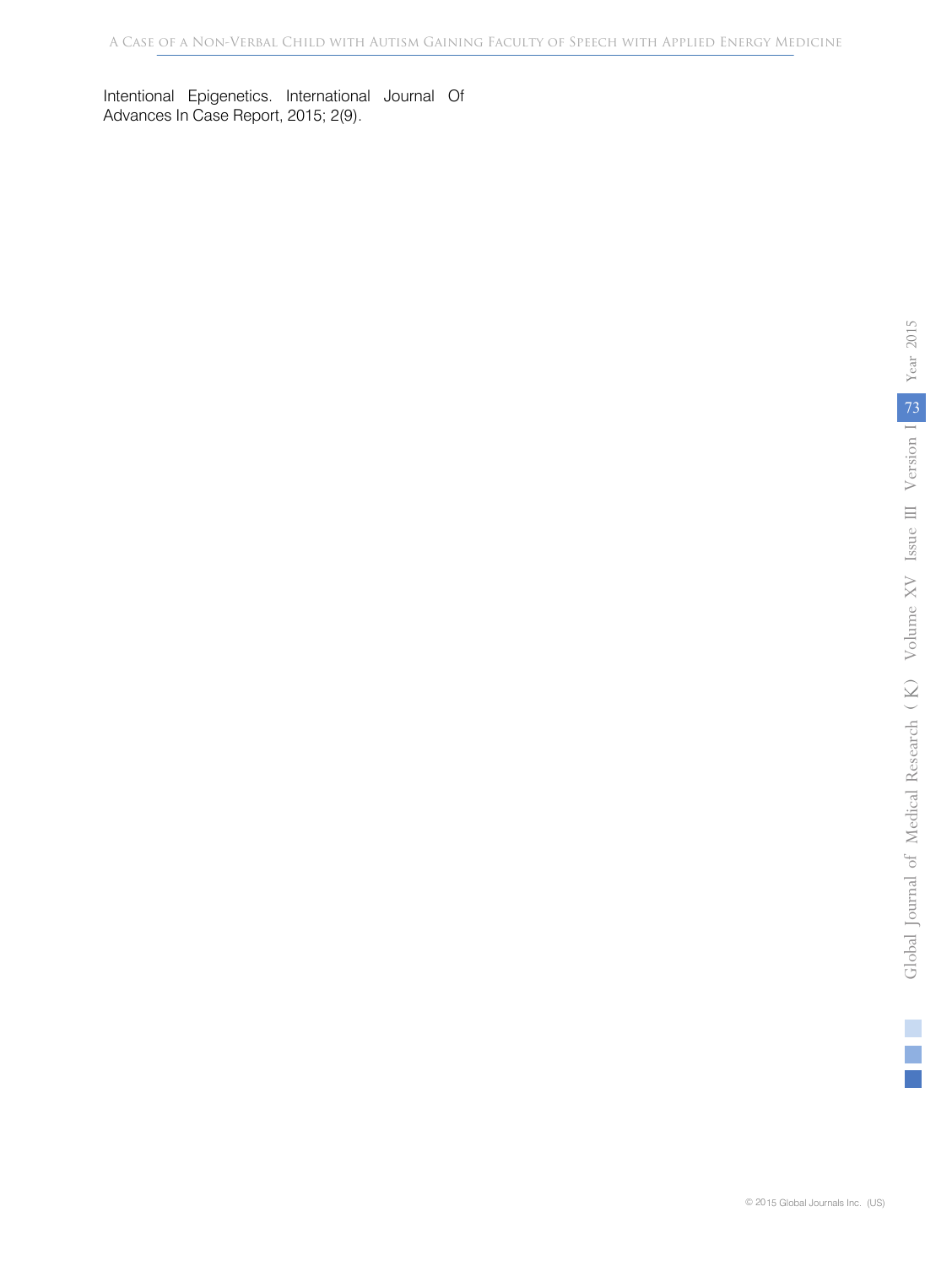Intentional Epigenetics. International Journal Of Advances In Case Report, 2015; 2(9).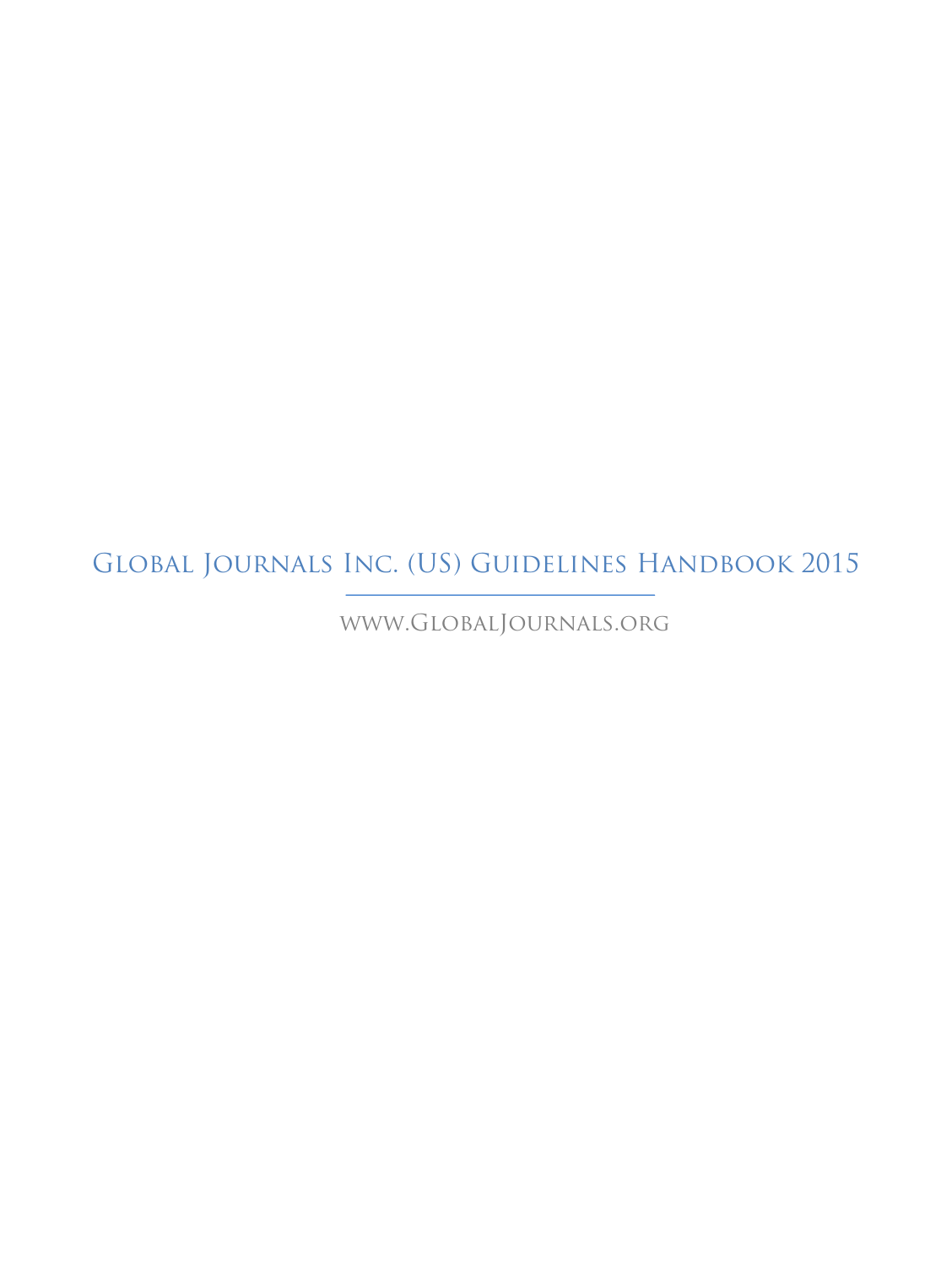Global Journals Inc. (US) Guidelines Handbook 2015

www.GlobalJournals.org